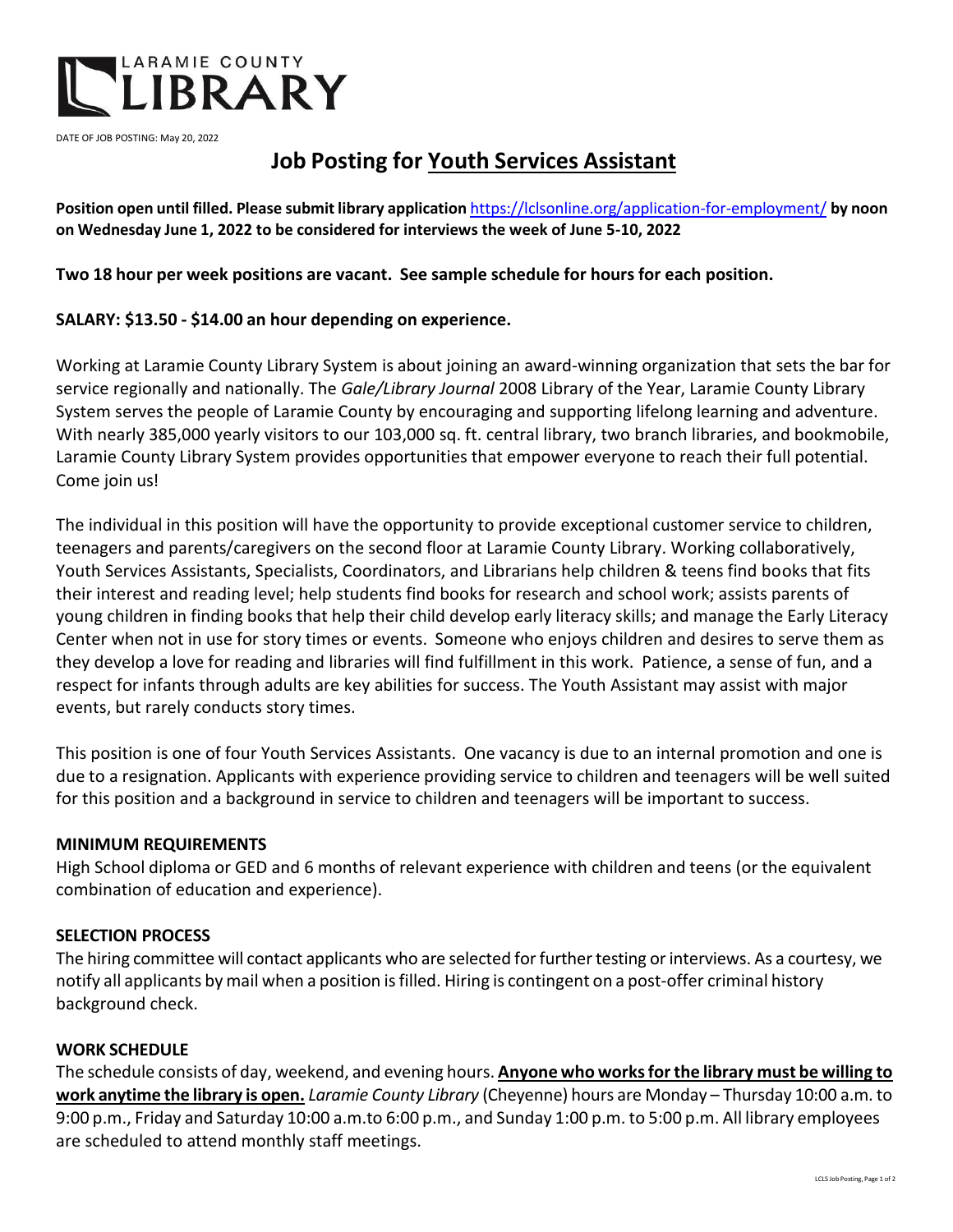LARAMIE COUNTY LIBRARY

DATE OF JOB POSTING: May 20, 2022

# Job Posting for Youth Services Assistant

**Position open until filled. Please submit library application** https://lclsonline.org/application-for-employment/ **by noon on Wednesday June 1, 2022 to be considered for interviews the week of June 5-10, 2022**

**Two 18 hour per week positions are vacant. See sample schedule for hours for each position.**

**SALARY: $13.50 - $14.00 an hour depending on experience.**

Working at Laramie County Library System is about joining an award-winning organization that sets the bar for service regionally and nationally. The *Gale/Library Journal* 2008 Library of the Year, Laramie County Library System serves the people of Laramie County by encouraging and supporting lifelong learning and adventure. With nearly 385,000 yearly visitors to our 103,000 sq. ft. central library, two branch libraries, and bookmobile, Laramie County Library System provides opportunities that empower everyone to reach their full potential. Come join us!

The individual in this position will have the opportunity to provide exceptional customer service to children, teenagers and parents/caregivers on the second floor at Laramie County Library. Working collaboratively, Youth Services Assistants, Specialists, Coordinators, and Librarians help children & teens find books that fits their interest and reading level; help students find books for research and school work; assists parents of young children in finding books that help their child develop early literacy skills; and manage the Early Literacy Center when not in use for story times or events. Someone who enjoys children and desires to serve them as they develop a love for reading and libraries will find fulfillment in this work. Patience, a sense of fun, and a respect for infants through adults are key abilities for success. The Youth Assistant may assist with major events, but rarely conducts story times.

This position is one of four Youth Services Assistants. One vacancy is due to an internal promotion and one is due to a resignation. Applicants with experience providing service to children and teenagers will be well suited for this position and a background in service to children and teenagers will be important to success.

## MINIMUM REQUIREMENTS

High School diploma or GED and 6 months of relevant experience with children and teens (or the equivalent combination of education and experience).

## SELECTION PROCESS

The hiring committee will contact applicants who are selected for further testing or interviews. As a courtesy, we notify all applicants by mail when a position is filled. Hiring is contingent on a post-offer criminal history background check.

## WORK SCHEDULE

The schedule consists of day, weekend, and evening hours. **Anyone who works for the library must be willing to work anytime the library is open.** *Laramie County Library* (Cheyenne) hours are Monday – Thursday 10:00 a.m. to 9:00 p.m., Friday and Saturday 10:00 a.m.to 6:00 p.m., and Sunday 1:00 p.m. to 5:00 p.m. All library employees are scheduled to attend monthly staff meetings.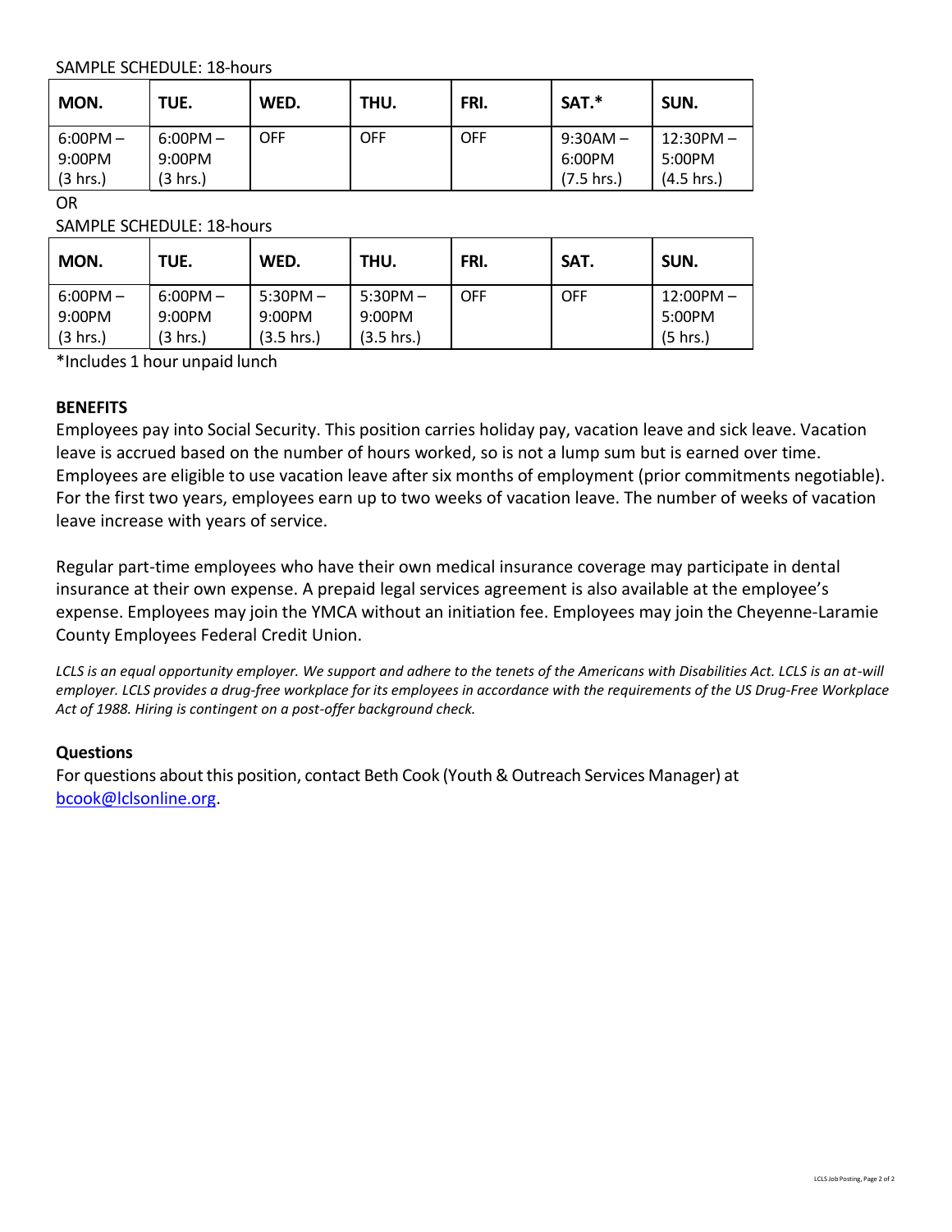SAMPLE SCHEDULE: 18-hours

| MON. | TUE. | WED. | THU. | FRI. | SAT.* | SUN. |
|---|---|---|---|---|---|---|
| 6:00PM – 9:00PM (3 hrs.) | 6:00PM – 9:00PM (3 hrs.) | OFF | OFF | OFF | 9:30AM – 6:00PM (7.5 hrs.) | 12:30PM – 5:00PM (4.5 hrs.) |

OR

SAMPLE SCHEDULE: 18-hours

| MON. | TUE. | WED. | THU. | FRI. | SAT. | SUN. |
|---|---|---|---|---|---|---|
| 6:00PM – 9:00PM (3 hrs.) | 6:00PM – 9:00PM (3 hrs.) | 5:30PM – 9:00PM (3.5 hrs.) | 5:30PM – 9:00PM (3.5 hrs.) | OFF | OFF | 12:00PM – 5:00PM (5 hrs.) |

*Includes 1 hour unpaid lunch

**BENEFITS**

Employees pay into Social Security. This position carries holiday pay, vacation leave and sick leave. Vacation leave is accrued based on the number of hours worked, so is not a lump sum but is earned over time. Employees are eligible to use vacation leave after six months of employment (prior commitments negotiable). For the first two years, employees earn up to two weeks of vacation leave. The number of weeks of vacation leave increase with years of service.

Regular part-time employees who have their own medical insurance coverage may participate in dental insurance at their own expense. A prepaid legal services agreement is also available at the employee's expense. Employees may join the YMCA without an initiation fee. Employees may join the Cheyenne-Laramie County Employees Federal Credit Union.

*LCLS is an equal opportunity employer. We support and adhere to the tenets of the Americans with Disabilities Act. LCLS is an at-will employer. LCLS provides a drug-free workplace for its employees in accordance with the requirements of the US Drug-Free Workplace Act of 1988. Hiring is contingent on a post-offer background check.*

**Questions**

For questions about this position, contact Beth Cook (Youth & Outreach Services Manager) at [bcook@lclsonline.org](mailto:bcook@lclsonline.org).